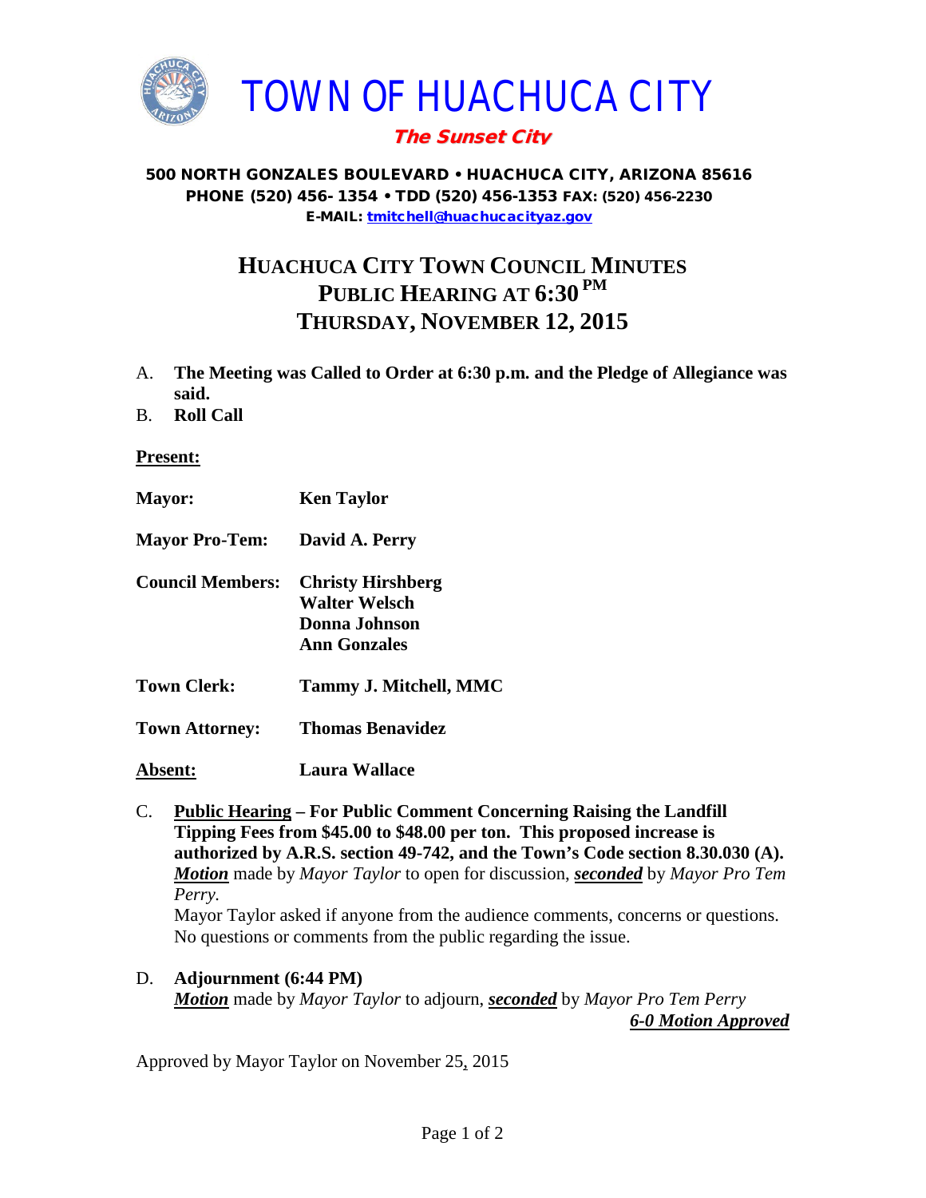# TOWN OF HUACHUCA CITY

***The Sunset City***

**500 NORTH GONZALES BOULEVARD • HUACHUCA CITY, ARIZONA 85616**
**PHONE (520) 456- 1354 • TDD (520) 456-1353 FAX: (520) 456-2230**
**E-MAIL: tmitchell@huachucacityaz.gov**

## HUACHUCA CITY TOWN COUNCIL MINUTES
## PUBLIC HEARING AT 6:30 PM
## THURSDAY, NOVEMBER 12, 2015

A. **The Meeting was Called to Order at 6:30 p.m. and the Pledge of Allegiance was said.**

B. **Roll Call**

**Present:**

**Mayor:** **Ken Taylor**

**Mayor Pro-Tem:** **David A. Perry**

**Council Members:** **Christy Hirshberg**
**Walter Welsch**
**Donna Johnson**
**Ann Gonzales**

**Town Clerk:** **Tammy J. Mitchell, MMC**

**Town Attorney:** **Thomas Benavidez**

**Absent:** **Laura Wallace**

C. **Public Hearing – For Public Comment Concerning Raising the Landfill Tipping Fees from $45.00 to $48.00 per ton. This proposed increase is authorized by A.R.S. section 49-742, and the Town's Code section 8.30.030 (A).**
***Motion*** made by *Mayor Taylor* to open for discussion, ***seconded*** by *Mayor Pro Tem Perry.*
Mayor Taylor asked if anyone from the audience comments, concerns or questions. No questions or comments from the public regarding the issue.

D. **Adjournment (6:44 PM)**
***Motion*** made by *Mayor Taylor* to adjourn, ***seconded*** by *Mayor Pro Tem Perry*
***6-0 Motion Approved***

Approved by Mayor Taylor on November 25, 2015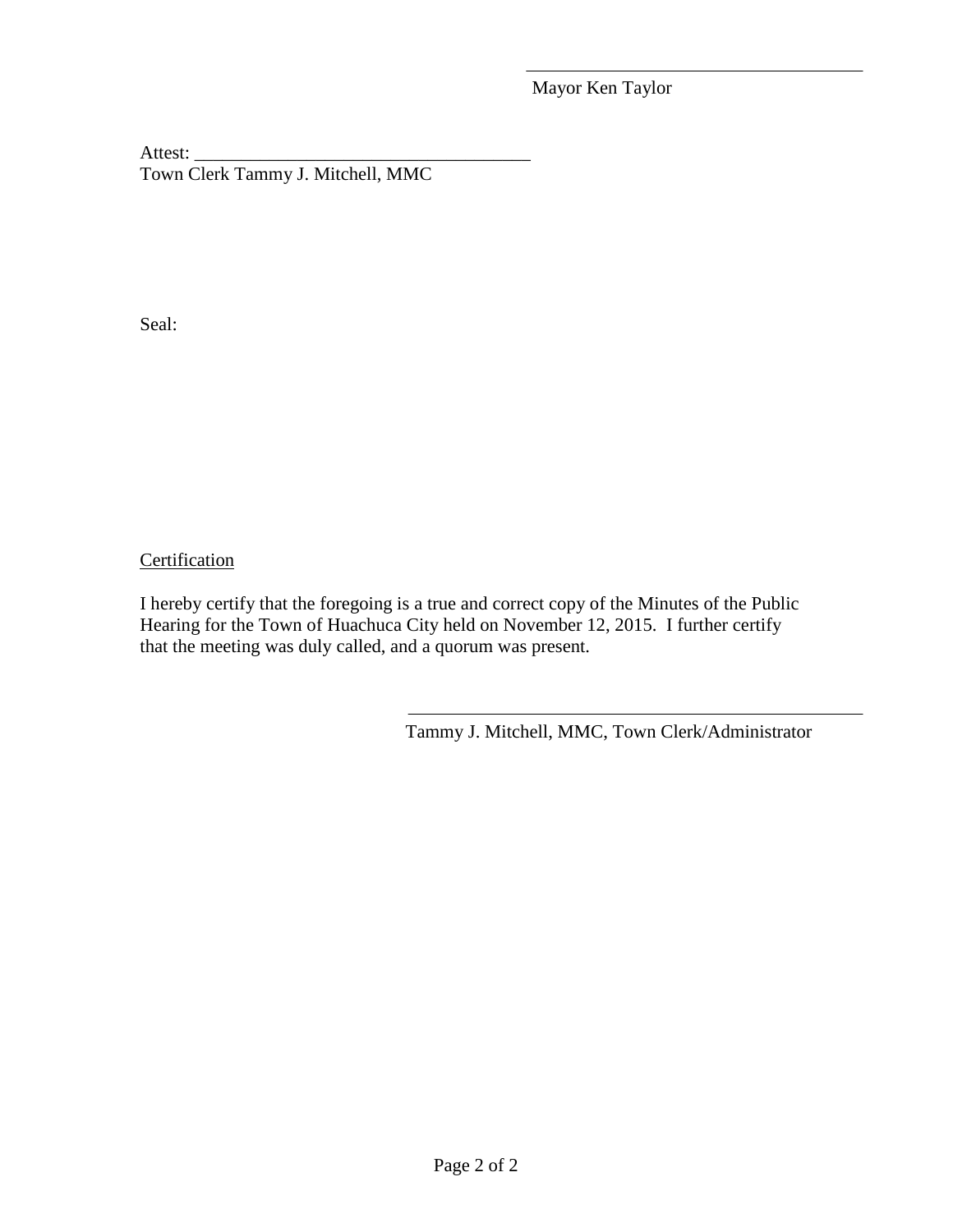\_\_\_\_\_\_\_\_\_\_\_\_\_\_\_\_\_\_\_\_\_\_\_\_\_\_\_\_\_\_\_\_\_\_\_\_

Mayor Ken Taylor

Attest: \_\_\_\_\_\_\_\_\_\_\_\_\_\_\_\_\_\_\_\_\_\_\_\_\_\_\_\_\_\_\_\_\_\_\_\_

Town Clerk Tammy J. Mitchell, MMC

Seal:

<u>Certification</u>

I hereby certify that the foregoing is a true and correct copy of the Minutes of the Public Hearing for the Town of Huachuca City held on November 12, 2015. I further certify that the meeting was duly called, and a quorum was present.

\_\_\_\_\_\_\_\_\_\_\_\_\_\_\_\_\_\_\_\_\_\_\_\_\_\_\_\_\_\_\_\_\_\_\_\_\_\_\_\_\_\_\_\_\_\_\_\_

Tammy J. Mitchell, MMC, Town Clerk/Administrator